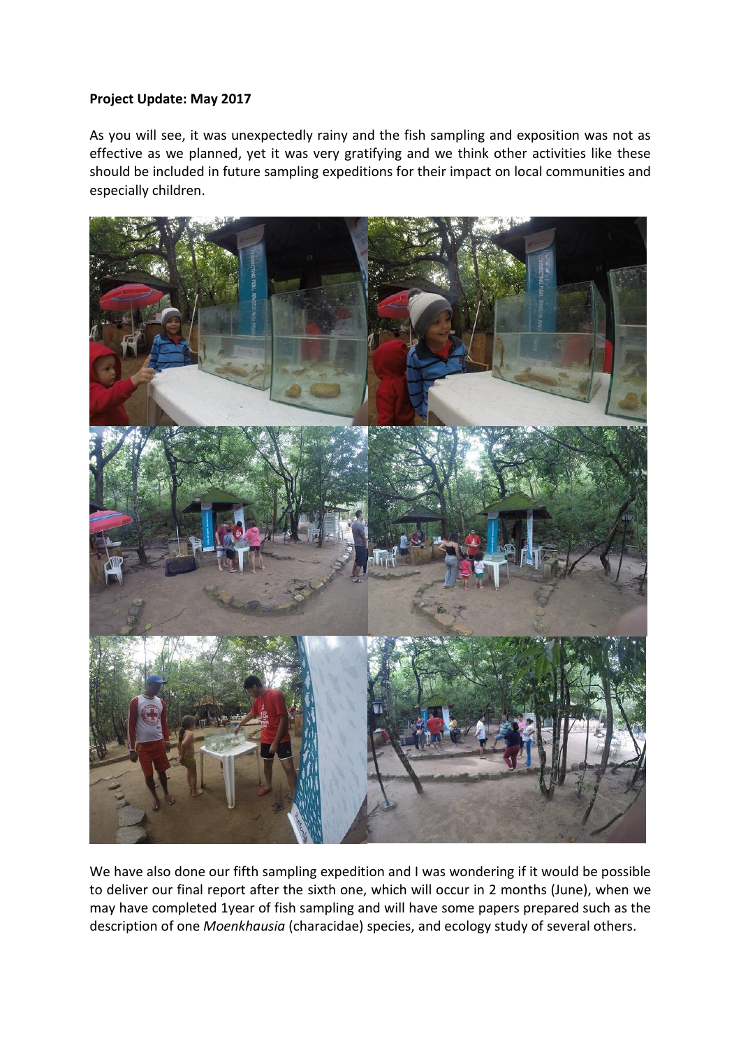**Project Update: May 2017**

As you will see, it was unexpectedly rainy and the fish sampling and exposition was not as effective as we planned, yet it was very gratifying and we think other activities like these should be included in future sampling expeditions for their impact on local communities and especially children.

We have also done our fifth sampling expedition and I was wondering if it would be possible to deliver our final report after the sixth one, which will occur in 2 months (June), when we may have completed 1year of fish sampling and will have some papers prepared such as the description of one *Moenkhausia* (characidae) species, and ecology study of several others.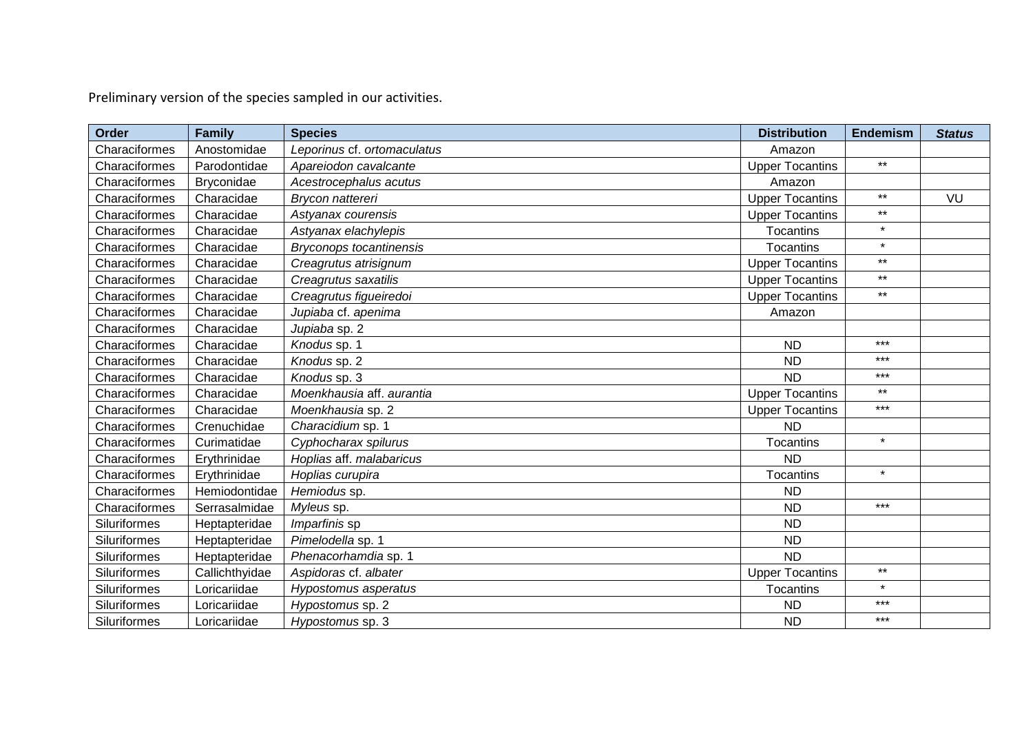Preliminary version of the species sampled in our activities.

| Order | Family | Species | Distribution | Endemism | *Status* |
|---|---|---|---|---|---|
| Characiformes | Anostomidae | *Leporinus* cf. *ortomaculatus* | Amazon | | |
| Characiformes | Parodontidae | *Apareiodon cavalcante* | Upper Tocantins | ** | |
| Characiformes | Bryconidae | *Acestrocephalus acutus* | Amazon | | |
| Characiformes | Characidae | *Brycon nattereri* | Upper Tocantins | ** | VU |
| Characiformes | Characidae | *Astyanax courensis* | Upper Tocantins | ** | |
| Characiformes | Characidae | *Astyanax elachylepis* | Tocantins | * | |
| Characiformes | Characidae | *Bryconops tocantinensis* | Tocantins | * | |
| Characiformes | Characidae | *Creagrutus atrisignum* | Upper Tocantins | ** | |
| Characiformes | Characidae | *Creagrutus saxatilis* | Upper Tocantins | ** | |
| Characiformes | Characidae | *Creagrutus figueiredoi* | Upper Tocantins | ** | |
| Characiformes | Characidae | *Jupiaba* cf. *apenima* | Amazon | | |
| Characiformes | Characidae | *Jupiaba* sp. 2 | | | |
| Characiformes | Characidae | *Knodus* sp. 1 | ND | *** | |
| Characiformes | Characidae | *Knodus* sp. 2 | ND | *** | |
| Characiformes | Characidae | *Knodus* sp. 3 | ND | *** | |
| Characiformes | Characidae | *Moenkhausia* aff. *aurantia* | Upper Tocantins | ** | |
| Characiformes | Characidae | *Moenkhausia* sp. 2 | Upper Tocantins | *** | |
| Characiformes | Crenuchidae | *Characidium* sp. 1 | ND | | |
| Characiformes | Curimatidae | *Cyphocharax spilurus* | Tocantins | * | |
| Characiformes | Erythrinidae | *Hoplias* aff. *malabaricus* | ND | | |
| Characiformes | Erythrinidae | *Hoplias curupira* | Tocantins | * | |
| Characiformes | Hemiodontidae | *Hemiodus* sp. | ND | | |
| Characiformes | Serrasalmidae | *Myleus* sp. | ND | *** | |
| Siluriformes | Heptapteridae | *Imparfinis* sp | ND | | |
| Siluriformes | Heptapteridae | *Pimelodella* sp. 1 | ND | | |
| Siluriformes | Heptapteridae | *Phenacorhamdia* sp. 1 | ND | | |
| Siluriformes | Callichthyidae | *Aspidoras* cf. *albater* | Upper Tocantins | ** | |
| Siluriformes | Loricariidae | *Hypostomus asperatus* | Tocantins | * | |
| Siluriformes | Loricariidae | *Hypostomus* sp. 2 | ND | *** | |
| Siluriformes | Loricariidae | *Hypostomus* sp. 3 | ND | *** | |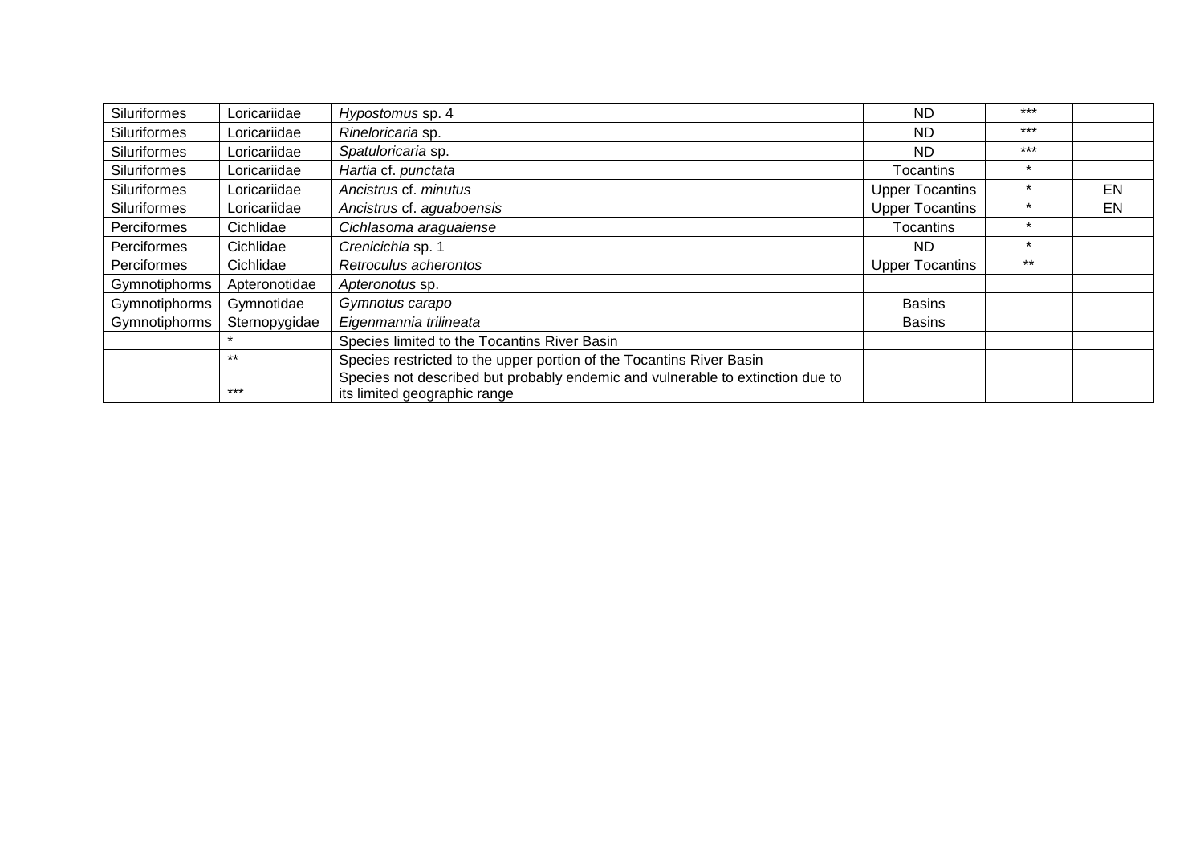| | | | | | |
|---|---|---|---|---|---|
| Siluriformes | Loricariidae | *Hypostomus* sp. 4 | ND | *** | |
| Siluriformes | Loricariidae | *Rineloricaria* sp. | ND | *** | |
| Siluriformes | Loricariidae | *Spatuloricaria* sp. | ND | *** | |
| Siluriformes | Loricariidae | *Hartia* cf. *punctata* | Tocantins | * | |
| Siluriformes | Loricariidae | *Ancistrus* cf. *minutus* | Upper Tocantins | * | EN |
| Siluriformes | Loricariidae | *Ancistrus* cf. *aguaboensis* | Upper Tocantins | * | EN |
| Perciformes | Cichlidae | *Cichlasoma araguaiense* | Tocantins | * | |
| Perciformes | Cichlidae | *Crenicichla* sp. 1 | ND | * | |
| Perciformes | Cichlidae | *Retroculus acherontos* | Upper Tocantins | ** | |
| Gymnotiphorms | Apteronotidae | *Apteronotus* sp. | | | |
| Gymnotiphorms | Gymnotidae | *Gymnotus carapo* | Basins | | |
| Gymnotiphorms | Sternopygidae | *Eigenmannia trilineata* | Basins | | |
| | * | Species limited to the Tocantins River Basin | | | |
| | ** | Species restricted to the upper portion of the Tocantins River Basin | | | |
| | *** | Species not described but probably endemic and vulnerable to extinction due to its limited geographic range | | | |